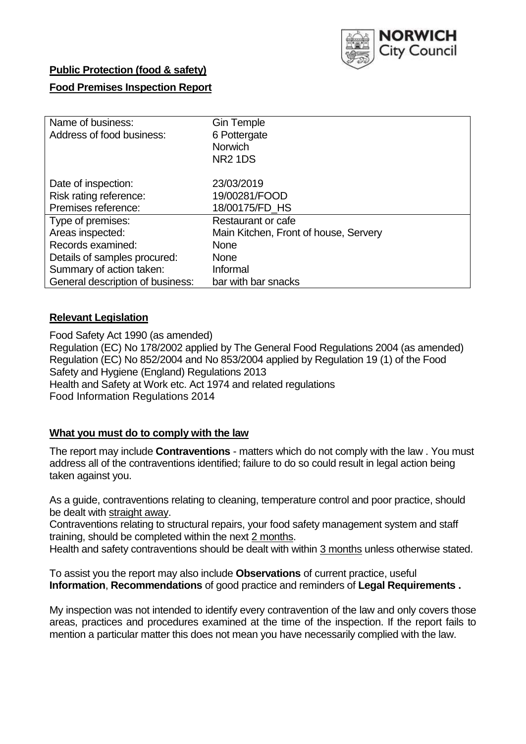NORWICH City Council

**Public Protection (food & safety)**

**Food Premises Inspection Report**

| | |
|---|---|
| Name of business: | Gin Temple |
| Address of food business: | 6 Pottergate<br>Norwich<br>NR2 1DS |
| Date of inspection: | 23/03/2019 |
| Risk rating reference: | 19/00281/FOOD |
| Premises reference: | 18/00175/FD_HS |
| Type of premises: | Restaurant or cafe |
| Areas inspected: | Main Kitchen, Front of house, Servery |
| Records examined: | None |
| Details of samples procured: | None |
| Summary of action taken: | Informal |
| General description of business: | bar with bar snacks |

## **Relevant Legislation**

Food Safety Act 1990 (as amended)
Regulation (EC) No 178/2002 applied by The General Food Regulations 2004 (as amended)
Regulation (EC) No 852/2004 and No 853/2004 applied by Regulation 19 (1) of the Food Safety and Hygiene (England) Regulations 2013
Health and Safety at Work etc. Act 1974 and related regulations
Food Information Regulations 2014

## **What you must do to comply with the law**

The report may include **Contraventions** - matters which do not comply with the law . You must address all of the contraventions identified; failure to do so could result in legal action being taken against you.

As a guide, contraventions relating to cleaning, temperature control and poor practice, should be dealt with straight away.

Contraventions relating to structural repairs, your food safety management system and staff training, should be completed within the next 2 months.

Health and safety contraventions should be dealt with within 3 months unless otherwise stated.

To assist you the report may also include **Observations** of current practice, useful **Information**, **Recommendations** of good practice and reminders of **Legal Requirements .**

My inspection was not intended to identify every contravention of the law and only covers those areas, practices and procedures examined at the time of the inspection. If the report fails to mention a particular matter this does not mean you have necessarily complied with the law.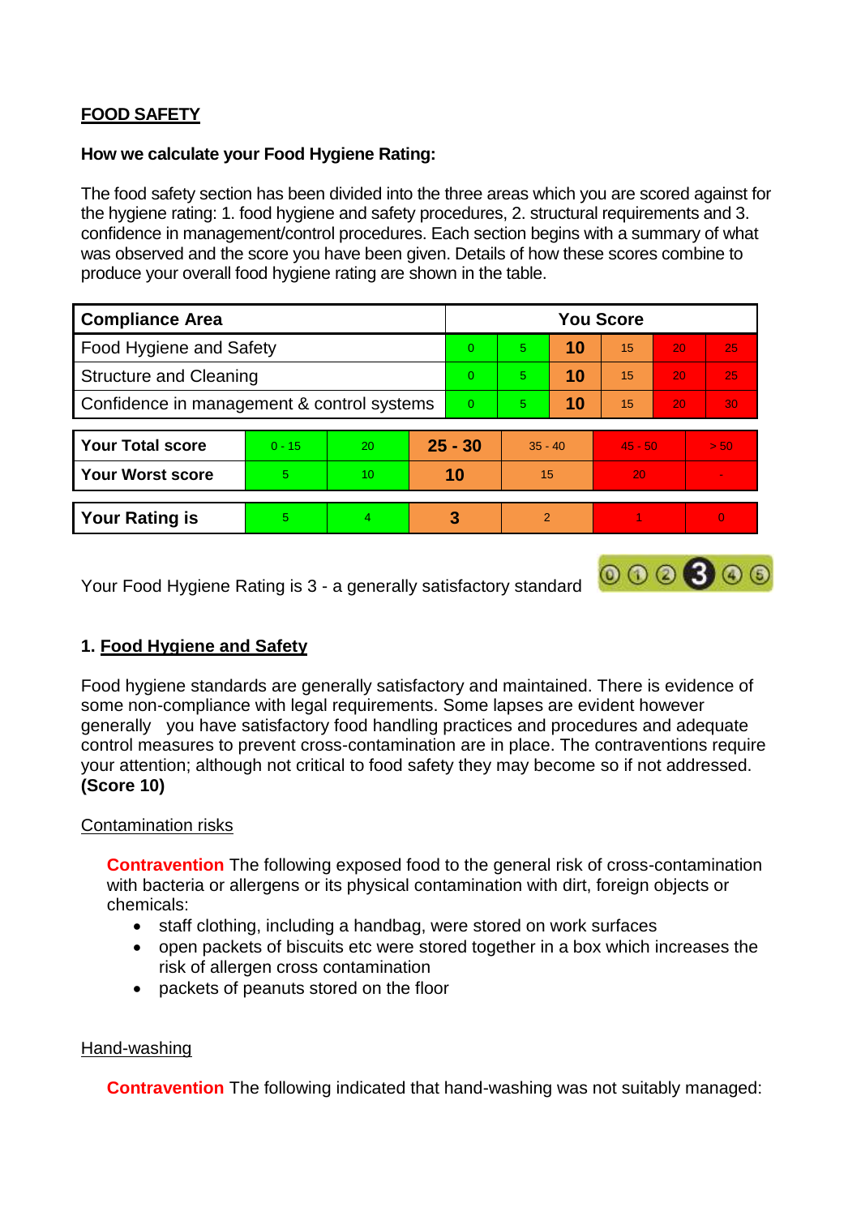**FOOD SAFETY**

**How we calculate your Food Hygiene Rating:**

The food safety section has been divided into the three areas which you are scored against for the hygiene rating: 1. food hygiene and safety procedures, 2. structural requirements and 3. confidence in management/control procedures. Each section begins with a summary of what was observed and the score you have been given. Details of how these scores combine to produce your overall food hygiene rating are shown in the table.

| Compliance Area | You Score | | | | | |
|---|---|---|---|---|---|---|
| Food Hygiene and Safety | 0 | 5 | **10** | 15 | 20 | 25 |
| Structure and Cleaning | 0 | 5 | **10** | 15 | 20 | 25 |
| Confidence in management & control systems | 0 | 5 | **10** | 15 | 20 | 30 |

| | | | | | | |
|---|---|---|---|---|---|---|
| **Your Total score** | 0 - 15 | 20 | **25 - 30** | 35 - 40 | 45 - 50 | > 50 |
| **Your Worst score** | 5 | 10 | **10** | 15 | 20 | - |
| **Your Rating is** | 5 | 4 | **3** | 2 | 1 | 0 |

Your Food Hygiene Rating is 3 - a generally satisfactory standard

## 1. Food Hygiene and Safety

Food hygiene standards are generally satisfactory and maintained. There is evidence of some non-compliance with legal requirements. Some lapses are evident however generally you have satisfactory food handling practices and procedures and adequate control measures to prevent cross-contamination are in place. The contraventions require your attention; although not critical to food safety they may become so if not addressed. **(Score 10)**

Contamination risks

**Contravention** The following exposed food to the general risk of cross-contamination with bacteria or allergens or its physical contamination with dirt, foreign objects or chemicals:

- staff clothing, including a handbag, were stored on work surfaces
- open packets of biscuits etc were stored together in a box which increases the risk of allergen cross contamination
- packets of peanuts stored on the floor

Hand-washing

**Contravention** The following indicated that hand-washing was not suitably managed: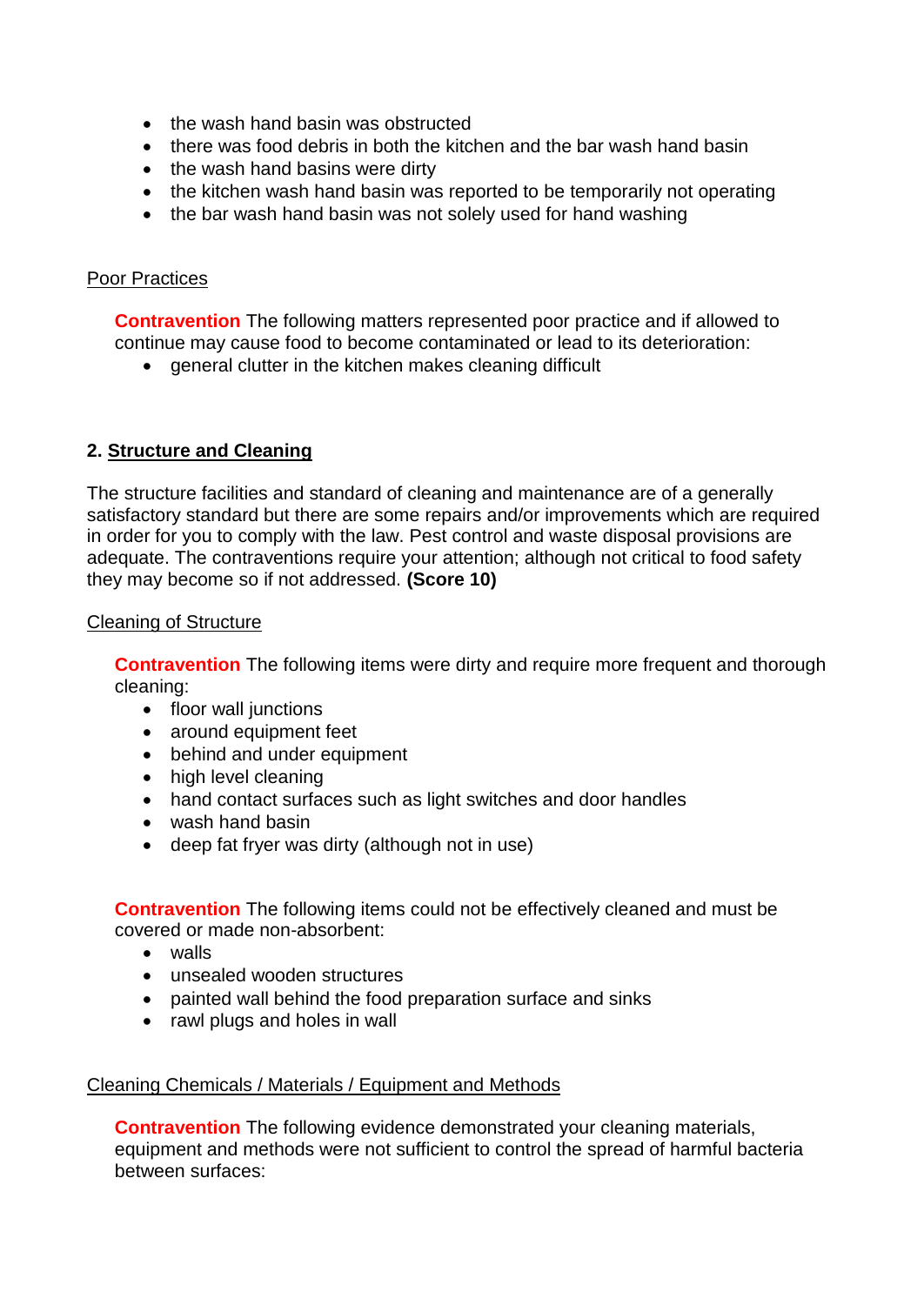- the wash hand basin was obstructed
- there was food debris in both the kitchen and the bar wash hand basin
- the wash hand basins were dirty
- the kitchen wash hand basin was reported to be temporarily not operating
- the bar wash hand basin was not solely used for hand washing

Poor Practices

**Contravention** The following matters represented poor practice and if allowed to continue may cause food to become contaminated or lead to its deterioration:

- general clutter in the kitchen makes cleaning difficult

## 2. Structure and Cleaning

The structure facilities and standard of cleaning and maintenance are of a generally satisfactory standard but there are some repairs and/or improvements which are required in order for you to comply with the law. Pest control and waste disposal provisions are adequate. The contraventions require your attention; although not critical to food safety they may become so if not addressed. **(Score 10)**

Cleaning of Structure

**Contravention** The following items were dirty and require more frequent and thorough cleaning:

- floor wall junctions
- around equipment feet
- behind and under equipment
- high level cleaning
- hand contact surfaces such as light switches and door handles
- wash hand basin
- deep fat fryer was dirty (although not in use)

**Contravention** The following items could not be effectively cleaned and must be covered or made non-absorbent:

- walls
- unsealed wooden structures
- painted wall behind the food preparation surface and sinks
- rawl plugs and holes in wall

Cleaning Chemicals / Materials / Equipment and Methods

**Contravention** The following evidence demonstrated your cleaning materials, equipment and methods were not sufficient to control the spread of harmful bacteria between surfaces: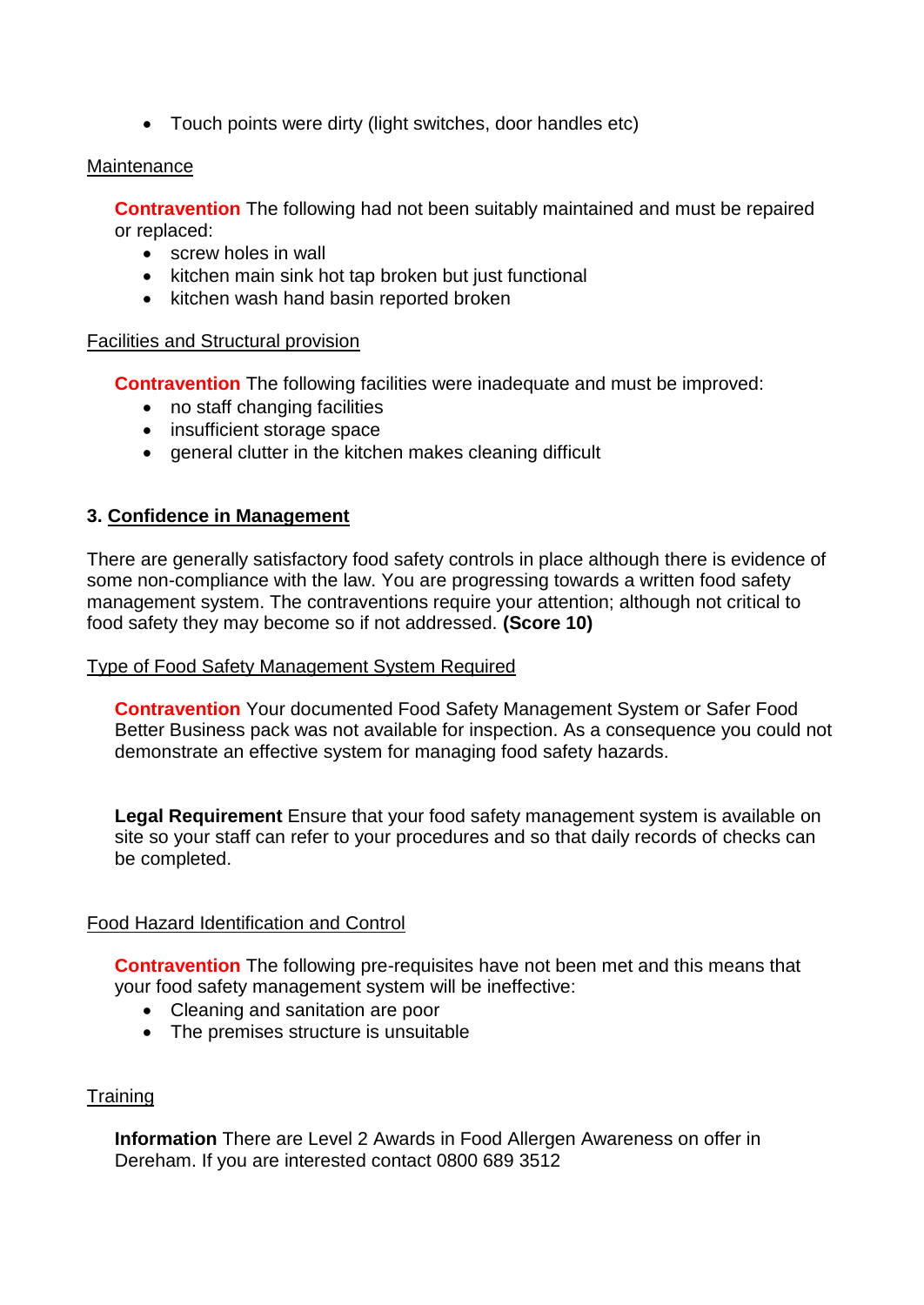- Touch points were dirty (light switches, door handles etc)

Maintenance

**Contravention** The following had not been suitably maintained and must be repaired or replaced:

- screw holes in wall
- kitchen main sink hot tap broken but just functional
- kitchen wash hand basin reported broken

Facilities and Structural provision

**Contravention** The following facilities were inadequate and must be improved:

- no staff changing facilities
- insufficient storage space
- general clutter in the kitchen makes cleaning difficult

## 3. Confidence in Management

There are generally satisfactory food safety controls in place although there is evidence of some non-compliance with the law. You are progressing towards a written food safety management system. The contraventions require your attention; although not critical to food safety they may become so if not addressed. **(Score 10)**

Type of Food Safety Management System Required

**Contravention** Your documented Food Safety Management System or Safer Food Better Business pack was not available for inspection. As a consequence you could not demonstrate an effective system for managing food safety hazards.

**Legal Requirement** Ensure that your food safety management system is available on site so your staff can refer to your procedures and so that daily records of checks can be completed.

Food Hazard Identification and Control

**Contravention** The following pre-requisites have not been met and this means that your food safety management system will be ineffective:

- Cleaning and sanitation are poor
- The premises structure is unsuitable

Training

**Information** There are Level 2 Awards in Food Allergen Awareness on offer in Dereham. If you are interested contact 0800 689 3512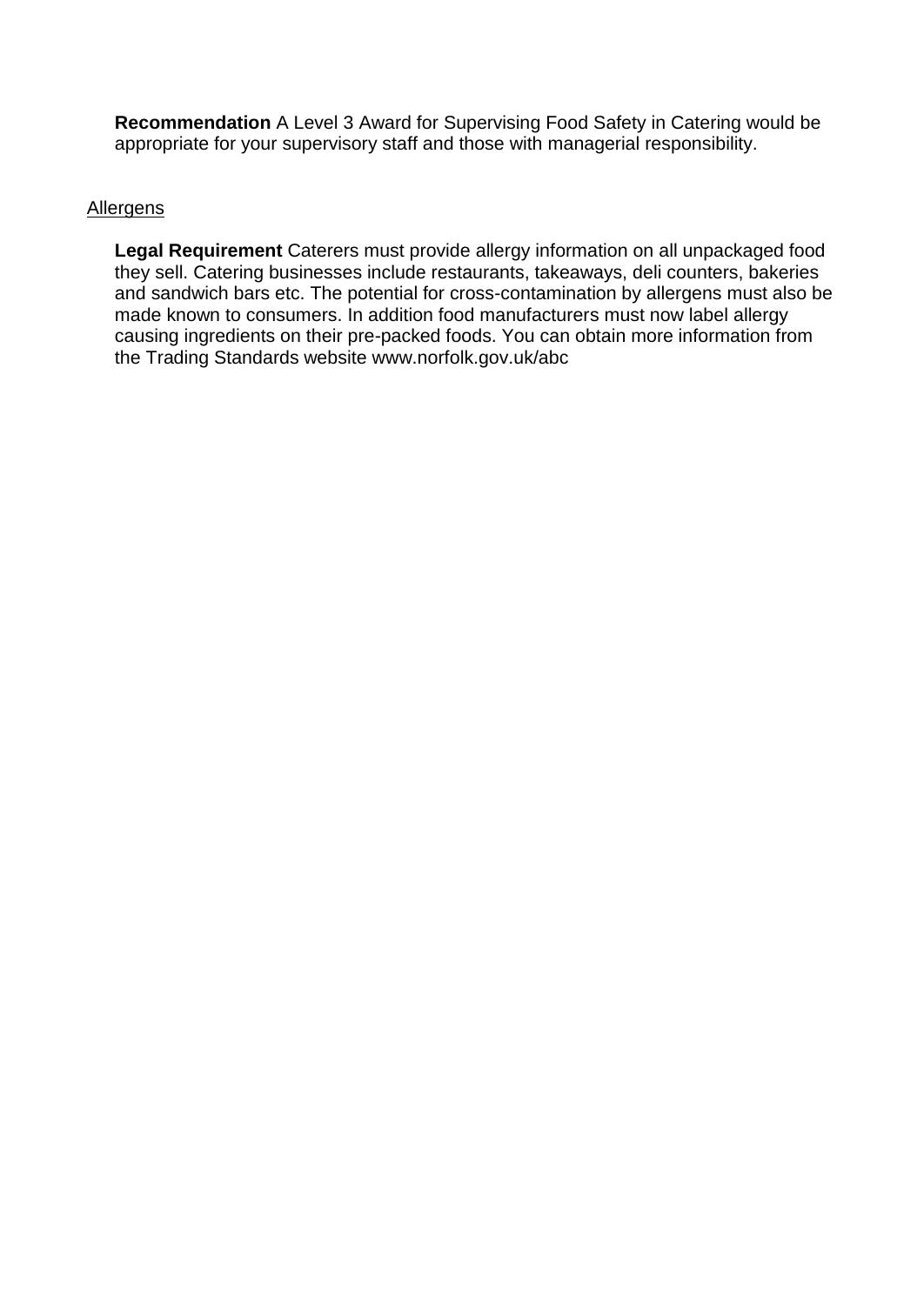**Recommendation** A Level 3 Award for Supervising Food Safety in Catering would be appropriate for your supervisory staff and those with managerial responsibility.

Allergens

**Legal Requirement** Caterers must provide allergy information on all unpackaged food they sell. Catering businesses include restaurants, takeaways, deli counters, bakeries and sandwich bars etc. The potential for cross-contamination by allergens must also be made known to consumers. In addition food manufacturers must now label allergy causing ingredients on their pre-packed foods. You can obtain more information from the Trading Standards website www.norfolk.gov.uk/abc